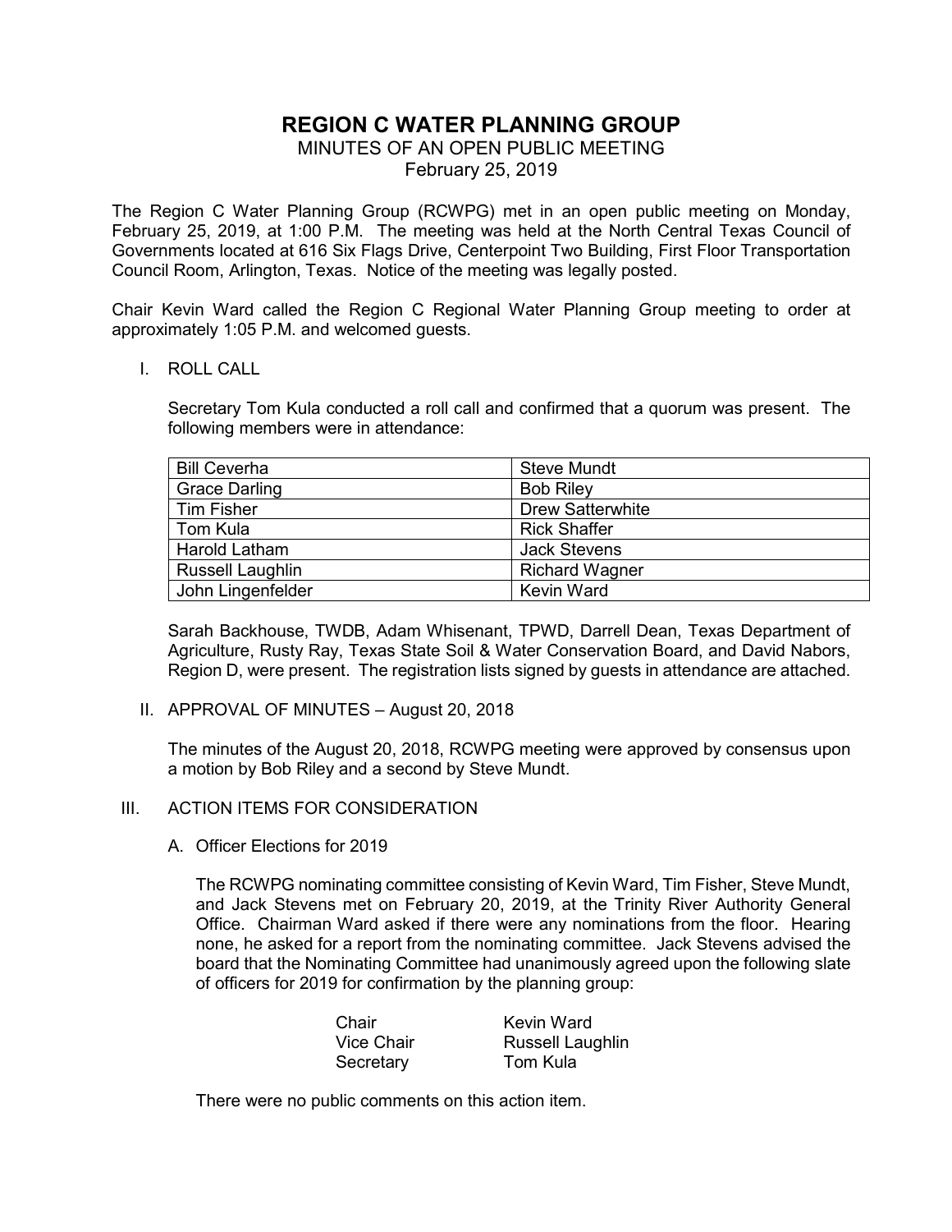# REGION C WATER PLANNING GROUP

MINUTES OF AN OPEN PUBLIC MEETING

February 25, 2019

The Region C Water Planning Group (RCWPG) met in an open public meeting on Monday, February 25, 2019, at 1:00 P.M. The meeting was held at the North Central Texas Council of Governments located at 616 Six Flags Drive, Centerpoint Two Building, First Floor Transportation Council Room, Arlington, Texas. Notice of the meeting was legally posted.

Chair Kevin Ward called the Region C Regional Water Planning Group meeting to order at approximately 1:05 P.M. and welcomed guests.

I. ROLL CALL

Secretary Tom Kula conducted a roll call and confirmed that a quorum was present. The following members were in attendance:

| | |
|---|---|
| Bill Ceverha | Steve Mundt |
| Grace Darling | Bob Riley |
| Tim Fisher | Drew Satterwhite |
| Tom Kula | Rick Shaffer |
| Harold Latham | Jack Stevens |
| Russell Laughlin | Richard Wagner |
| John Lingenfelder | Kevin Ward |

Sarah Backhouse, TWDB, Adam Whisenant, TPWD, Darrell Dean, Texas Department of Agriculture, Rusty Ray, Texas State Soil & Water Conservation Board, and David Nabors, Region D, were present. The registration lists signed by guests in attendance are attached.

II. APPROVAL OF MINUTES – August 20, 2018

The minutes of the August 20, 2018, RCWPG meeting were approved by consensus upon a motion by Bob Riley and a second by Steve Mundt.

III. ACTION ITEMS FOR CONSIDERATION

A. Officer Elections for 2019

The RCWPG nominating committee consisting of Kevin Ward, Tim Fisher, Steve Mundt, and Jack Stevens met on February 20, 2019, at the Trinity River Authority General Office. Chairman Ward asked if there were any nominations from the floor. Hearing none, he asked for a report from the nominating committee. Jack Stevens advised the board that the Nominating Committee had unanimously agreed upon the following slate of officers for 2019 for confirmation by the planning group:

| | |
|---|---|
| Chair | Kevin Ward |
| Vice Chair | Russell Laughlin |
| Secretary | Tom Kula |

There were no public comments on this action item.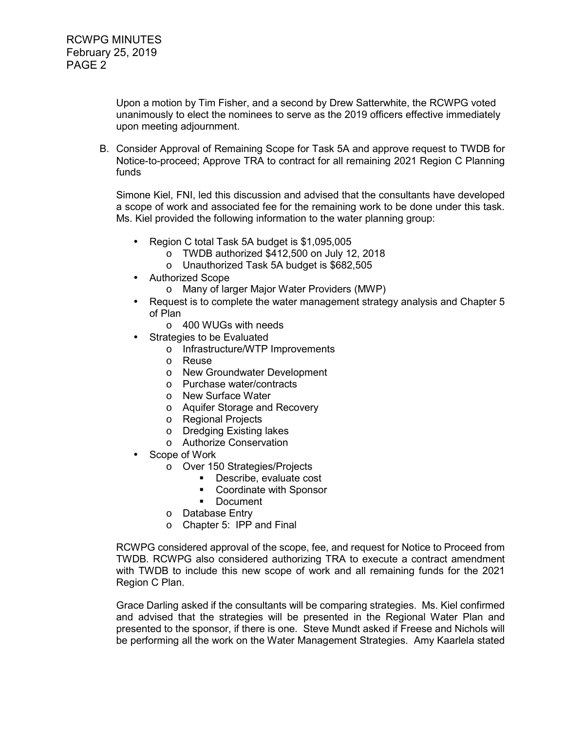Upon a motion by Tim Fisher, and a second by Drew Satterwhite, the RCWPG voted unanimously to elect the nominees to serve as the 2019 officers effective immediately upon meeting adjournment.

B. Consider Approval of Remaining Scope for Task 5A and approve request to TWDB for Notice-to-proceed; Approve TRA to contract for all remaining 2021 Region C Planning funds

Simone Kiel, FNI, led this discussion and advised that the consultants have developed a scope of work and associated fee for the remaining work to be done under this task. Ms. Kiel provided the following information to the water planning group:

- Region C total Task 5A budget is $1,095,005
  - TWDB authorized $412,500 on July 12, 2018
  - Unauthorized Task 5A budget is $682,505
- Authorized Scope
  - Many of larger Major Water Providers (MWP)
- Request is to complete the water management strategy analysis and Chapter 5 of Plan
  - 400 WUGs with needs
- Strategies to be Evaluated
  - Infrastructure/WTP Improvements
  - Reuse
  - New Groundwater Development
  - Purchase water/contracts
  - New Surface Water
  - Aquifer Storage and Recovery
  - Regional Projects
  - Dredging Existing lakes
  - Authorize Conservation
- Scope of Work
  - Over 150 Strategies/Projects
    - Describe, evaluate cost
    - Coordinate with Sponsor
    - Document
  - Database Entry
  - Chapter 5: IPP and Final

RCWPG considered approval of the scope, fee, and request for Notice to Proceed from TWDB. RCWPG also considered authorizing TRA to execute a contract amendment with TWDB to include this new scope of work and all remaining funds for the 2021 Region C Plan.

Grace Darling asked if the consultants will be comparing strategies. Ms. Kiel confirmed and advised that the strategies will be presented in the Regional Water Plan and presented to the sponsor, if there is one. Steve Mundt asked if Freese and Nichols will be performing all the work on the Water Management Strategies. Amy Kaarlela stated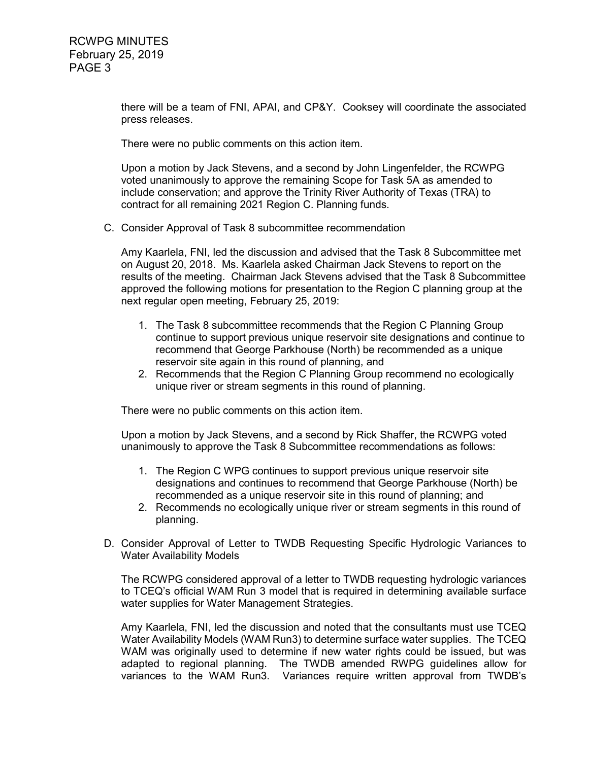there will be a team of FNI, APAI, and CP&Y. Cooksey will coordinate the associated press releases.

There were no public comments on this action item.

Upon a motion by Jack Stevens, and a second by John Lingenfelder, the RCWPG voted unanimously to approve the remaining Scope for Task 5A as amended to include conservation; and approve the Trinity River Authority of Texas (TRA) to contract for all remaining 2021 Region C. Planning funds.

C. Consider Approval of Task 8 subcommittee recommendation

Amy Kaarlela, FNI, led the discussion and advised that the Task 8 Subcommittee met on August 20, 2018. Ms. Kaarlela asked Chairman Jack Stevens to report on the results of the meeting. Chairman Jack Stevens advised that the Task 8 Subcommittee approved the following motions for presentation to the Region C planning group at the next regular open meeting, February 25, 2019:

1. The Task 8 subcommittee recommends that the Region C Planning Group continue to support previous unique reservoir site designations and continue to recommend that George Parkhouse (North) be recommended as a unique reservoir site again in this round of planning, and
2. Recommends that the Region C Planning Group recommend no ecologically unique river or stream segments in this round of planning.

There were no public comments on this action item.

Upon a motion by Jack Stevens, and a second by Rick Shaffer, the RCWPG voted unanimously to approve the Task 8 Subcommittee recommendations as follows:

1. The Region C WPG continues to support previous unique reservoir site designations and continues to recommend that George Parkhouse (North) be recommended as a unique reservoir site in this round of planning; and
2. Recommends no ecologically unique river or stream segments in this round of planning.

D. Consider Approval of Letter to TWDB Requesting Specific Hydrologic Variances to Water Availability Models

The RCWPG considered approval of a letter to TWDB requesting hydrologic variances to TCEQ's official WAM Run 3 model that is required in determining available surface water supplies for Water Management Strategies.

Amy Kaarlela, FNI, led the discussion and noted that the consultants must use TCEQ Water Availability Models (WAM Run3) to determine surface water supplies. The TCEQ WAM was originally used to determine if new water rights could be issued, but was adapted to regional planning. The TWDB amended RWPG guidelines allow for variances to the WAM Run3. Variances require written approval from TWDB's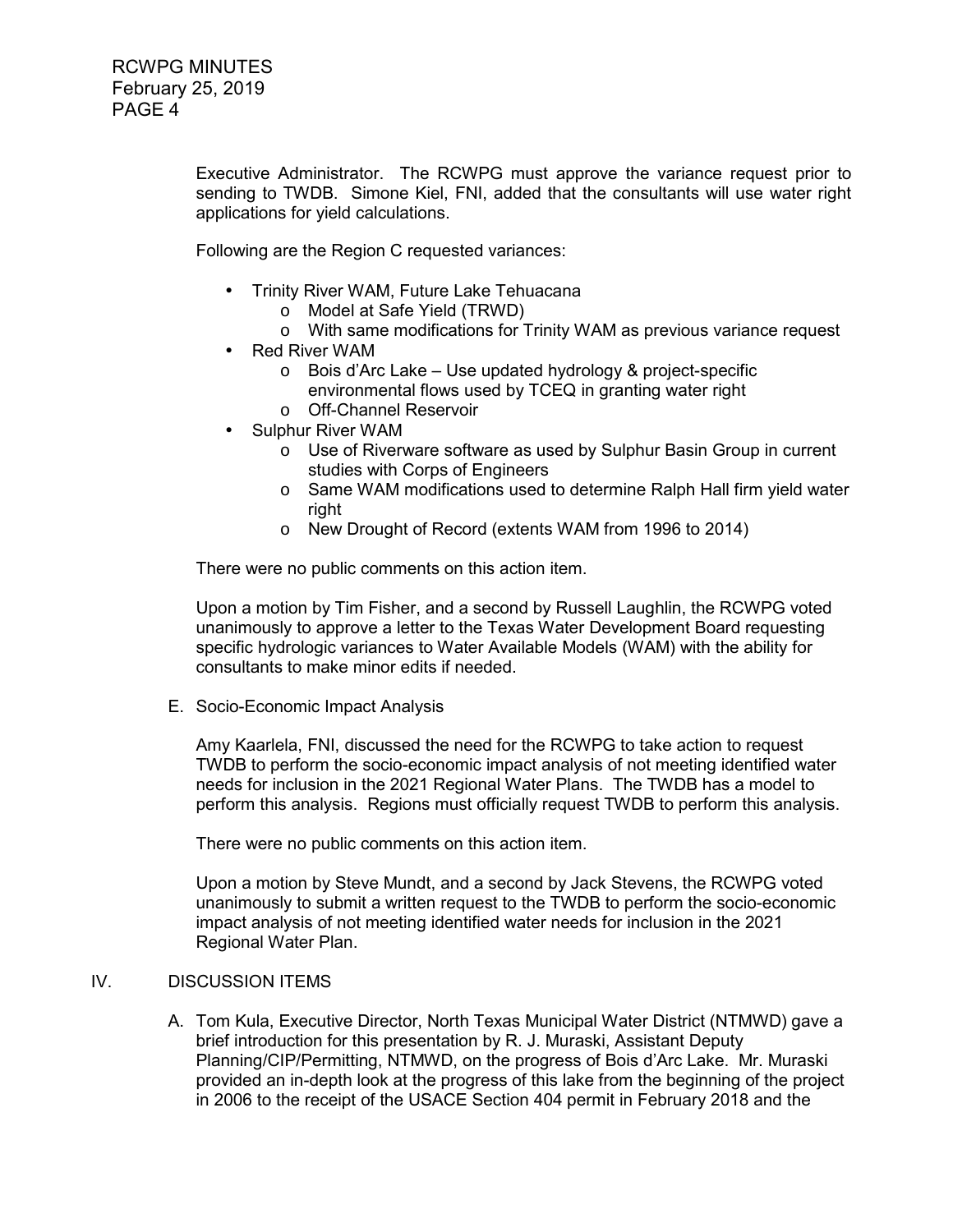Executive Administrator. The RCWPG must approve the variance request prior to sending to TWDB. Simone Kiel, FNI, added that the consultants will use water right applications for yield calculations.

Following are the Region C requested variances:

- Trinity River WAM, Future Lake Tehuacana
  - Model at Safe Yield (TRWD)
  - With same modifications for Trinity WAM as previous variance request
- Red River WAM
  - Bois d'Arc Lake – Use updated hydrology & project-specific environmental flows used by TCEQ in granting water right
  - Off-Channel Reservoir
- Sulphur River WAM
  - Use of Riverware software as used by Sulphur Basin Group in current studies with Corps of Engineers
  - Same WAM modifications used to determine Ralph Hall firm yield water right
  - New Drought of Record (extents WAM from 1996 to 2014)

There were no public comments on this action item.

Upon a motion by Tim Fisher, and a second by Russell Laughlin, the RCWPG voted unanimously to approve a letter to the Texas Water Development Board requesting specific hydrologic variances to Water Available Models (WAM) with the ability for consultants to make minor edits if needed.

E. Socio-Economic Impact Analysis

Amy Kaarlela, FNI, discussed the need for the RCWPG to take action to request TWDB to perform the socio-economic impact analysis of not meeting identified water needs for inclusion in the 2021 Regional Water Plans. The TWDB has a model to perform this analysis. Regions must officially request TWDB to perform this analysis.

There were no public comments on this action item.

Upon a motion by Steve Mundt, and a second by Jack Stevens, the RCWPG voted unanimously to submit a written request to the TWDB to perform the socio-economic impact analysis of not meeting identified water needs for inclusion in the 2021 Regional Water Plan.

## IV. DISCUSSION ITEMS

A. Tom Kula, Executive Director, North Texas Municipal Water District (NTMWD) gave a brief introduction for this presentation by R. J. Muraski, Assistant Deputy Planning/CIP/Permitting, NTMWD, on the progress of Bois d'Arc Lake. Mr. Muraski provided an in-depth look at the progress of this lake from the beginning of the project in 2006 to the receipt of the USACE Section 404 permit in February 2018 and the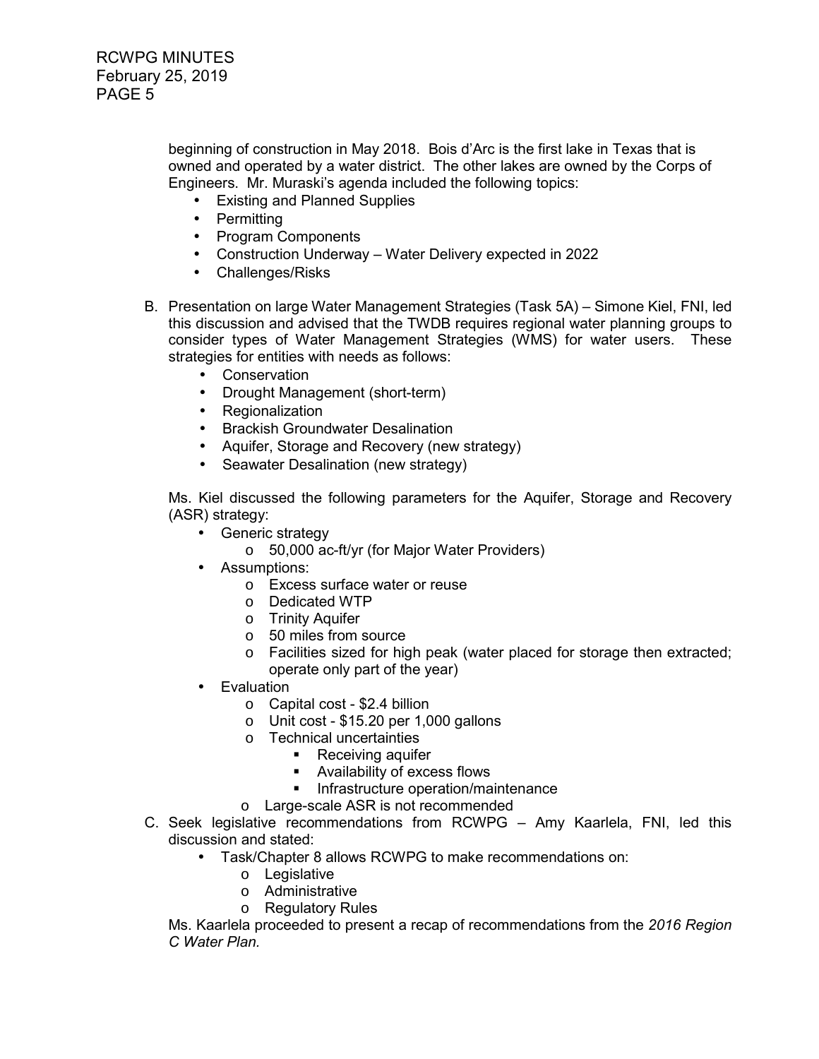beginning of construction in May 2018. Bois d'Arc is the first lake in Texas that is owned and operated by a water district. The other lakes are owned by the Corps of Engineers. Mr. Muraski's agenda included the following topics:

- Existing and Planned Supplies
- Permitting
- Program Components
- Construction Underway – Water Delivery expected in 2022
- Challenges/Risks

B. Presentation on large Water Management Strategies (Task 5A) – Simone Kiel, FNI, led this discussion and advised that the TWDB requires regional water planning groups to consider types of Water Management Strategies (WMS) for water users. These strategies for entities with needs as follows:

- Conservation
- Drought Management (short-term)
- Regionalization
- Brackish Groundwater Desalination
- Aquifer, Storage and Recovery (new strategy)
- Seawater Desalination (new strategy)

Ms. Kiel discussed the following parameters for the Aquifer, Storage and Recovery (ASR) strategy:

- Generic strategy
  - 50,000 ac-ft/yr (for Major Water Providers)
- Assumptions:
  - Excess surface water or reuse
  - Dedicated WTP
  - Trinity Aquifer
  - 50 miles from source
  - Facilities sized for high peak (water placed for storage then extracted; operate only part of the year)
- Evaluation
  - Capital cost - $2.4 billion
  - Unit cost - $15.20 per 1,000 gallons
  - Technical uncertainties
    - Receiving aquifer
    - Availability of excess flows
    - Infrastructure operation/maintenance
  - Large-scale ASR is not recommended

C. Seek legislative recommendations from RCWPG – Amy Kaarlela, FNI, led this discussion and stated:

- Task/Chapter 8 allows RCWPG to make recommendations on:
  - Legislative
  - Administrative
  - Regulatory Rules

Ms. Kaarlela proceeded to present a recap of recommendations from the *2016 Region C Water Plan.*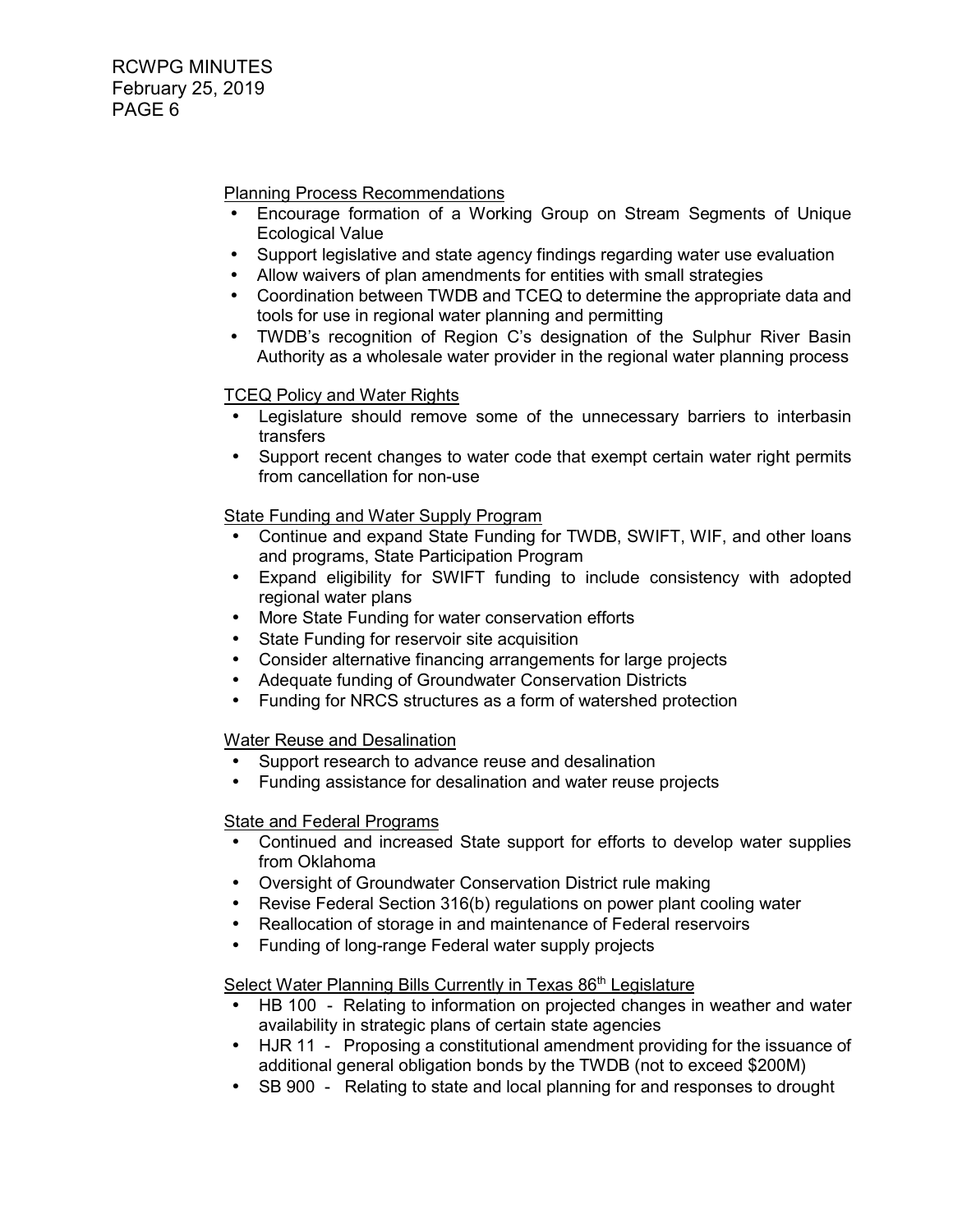Planning Process Recommendations

- Encourage formation of a Working Group on Stream Segments of Unique Ecological Value
- Support legislative and state agency findings regarding water use evaluation
- Allow waivers of plan amendments for entities with small strategies
- Coordination between TWDB and TCEQ to determine the appropriate data and tools for use in regional water planning and permitting
- TWDB's recognition of Region C's designation of the Sulphur River Basin Authority as a wholesale water provider in the regional water planning process

TCEQ Policy and Water Rights

- Legislature should remove some of the unnecessary barriers to interbasin transfers
- Support recent changes to water code that exempt certain water right permits from cancellation for non-use

State Funding and Water Supply Program

- Continue and expand State Funding for TWDB, SWIFT, WIF, and other loans and programs, State Participation Program
- Expand eligibility for SWIFT funding to include consistency with adopted regional water plans
- More State Funding for water conservation efforts
- State Funding for reservoir site acquisition
- Consider alternative financing arrangements for large projects
- Adequate funding of Groundwater Conservation Districts
- Funding for NRCS structures as a form of watershed protection

Water Reuse and Desalination

- Support research to advance reuse and desalination
- Funding assistance for desalination and water reuse projects

State and Federal Programs

- Continued and increased State support for efforts to develop water supplies from Oklahoma
- Oversight of Groundwater Conservation District rule making
- Revise Federal Section 316(b) regulations on power plant cooling water
- Reallocation of storage in and maintenance of Federal reservoirs
- Funding of long-range Federal water supply projects

Select Water Planning Bills Currently in Texas 86th Legislature

- HB 100 - Relating to information on projected changes in weather and water availability in strategic plans of certain state agencies
- HJR 11 - Proposing a constitutional amendment providing for the issuance of additional general obligation bonds by the TWDB (not to exceed $200M)
- SB 900 - Relating to state and local planning for and responses to drought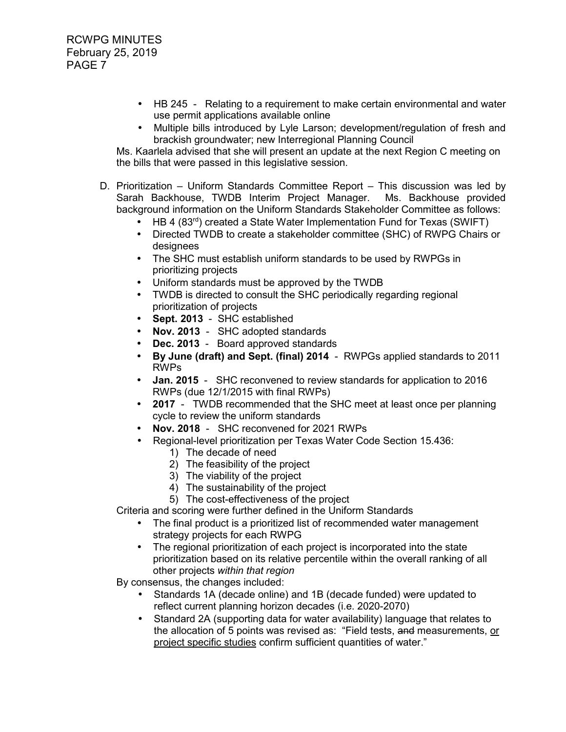- HB 245 - Relating to a requirement to make certain environmental and water use permit applications available online
- Multiple bills introduced by Lyle Larson; development/regulation of fresh and brackish groundwater; new Interregional Planning Council

Ms. Kaarlela advised that she will present an update at the next Region C meeting on the bills that were passed in this legislative session.

D. Prioritization – Uniform Standards Committee Report – This discussion was led by Sarah Backhouse, TWDB Interim Project Manager. Ms. Backhouse provided background information on the Uniform Standards Stakeholder Committee as follows:
   - HB 4 (83rd) created a State Water Implementation Fund for Texas (SWIFT)
   - Directed TWDB to create a stakeholder committee (SHC) of RWPG Chairs or designees
   - The SHC must establish uniform standards to be used by RWPGs in prioritizing projects
   - Uniform standards must be approved by the TWDB
   - TWDB is directed to consult the SHC periodically regarding regional prioritization of projects
   - **Sept. 2013** - SHC established
   - **Nov. 2013** - SHC adopted standards
   - **Dec. 2013** - Board approved standards
   - **By June (draft) and Sept. (final) 2014** - RWPGs applied standards to 2011 RWPs
   - **Jan. 2015** - SHC reconvened to review standards for application to 2016 RWPs (due 12/1/2015 with final RWPs)
   - **2017** - TWDB recommended that the SHC meet at least once per planning cycle to review the uniform standards
   - **Nov. 2018** - SHC reconvened for 2021 RWPs
   - Regional-level prioritization per Texas Water Code Section 15.436:
     1) The decade of need
     2) The feasibility of the project
     3) The viability of the project
     4) The sustainability of the project
     5) The cost-effectiveness of the project

   Criteria and scoring were further defined in the Uniform Standards
   - The final product is a prioritized list of recommended water management strategy projects for each RWPG
   - The regional prioritization of each project is incorporated into the state prioritization based on its relative percentile within the overall ranking of all other projects *within that region*

   By consensus, the changes included:
   - Standards 1A (decade online) and 1B (decade funded) were updated to reflect current planning horizon decades (i.e. 2020-2070)
   - Standard 2A (supporting data for water availability) language that relates to the allocation of 5 points was revised as: "Field tests, ~~and~~ measurements, <u>or project specific studies</u> confirm sufficient quantities of water."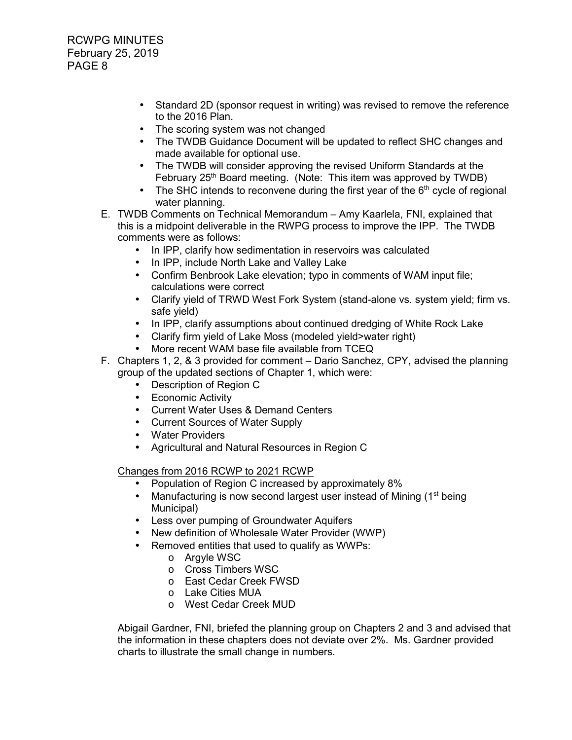- Standard 2D (sponsor request in writing) was revised to remove the reference to the 2016 Plan.
- The scoring system was not changed
- The TWDB Guidance Document will be updated to reflect SHC changes and made available for optional use.
- The TWDB will consider approving the revised Uniform Standards at the February 25th Board meeting. (Note: This item was approved by TWDB)
- The SHC intends to reconvene during the first year of the 6th cycle of regional water planning.

E. TWDB Comments on Technical Memorandum – Amy Kaarlela, FNI, explained that this is a midpoint deliverable in the RWPG process to improve the IPP. The TWDB comments were as follows:
   - In IPP, clarify how sedimentation in reservoirs was calculated
   - In IPP, include North Lake and Valley Lake
   - Confirm Benbrook Lake elevation; typo in comments of WAM input file; calculations were correct
   - Clarify yield of TRWD West Fork System (stand-alone vs. system yield; firm vs. safe yield)
   - In IPP, clarify assumptions about continued dredging of White Rock Lake
   - Clarify firm yield of Lake Moss (modeled yield>water right)
   - More recent WAM base file available from TCEQ

F. Chapters 1, 2, & 3 provided for comment – Dario Sanchez, CPY, advised the planning group of the updated sections of Chapter 1, which were:
   - Description of Region C
   - Economic Activity
   - Current Water Uses & Demand Centers
   - Current Sources of Water Supply
   - Water Providers
   - Agricultural and Natural Resources in Region C

   Changes from 2016 RCWP to 2021 RCWP
   - Population of Region C increased by approximately 8%
   - Manufacturing is now second largest user instead of Mining (1st being Municipal)
   - Less over pumping of Groundwater Aquifers
   - New definition of Wholesale Water Provider (WWP)
   - Removed entities that used to qualify as WWPs:
     - Argyle WSC
     - Cross Timbers WSC
     - East Cedar Creek FWSD
     - Lake Cities MUA
     - West Cedar Creek MUD

   Abigail Gardner, FNI, briefed the planning group on Chapters 2 and 3 and advised that the information in these chapters does not deviate over 2%. Ms. Gardner provided charts to illustrate the small change in numbers.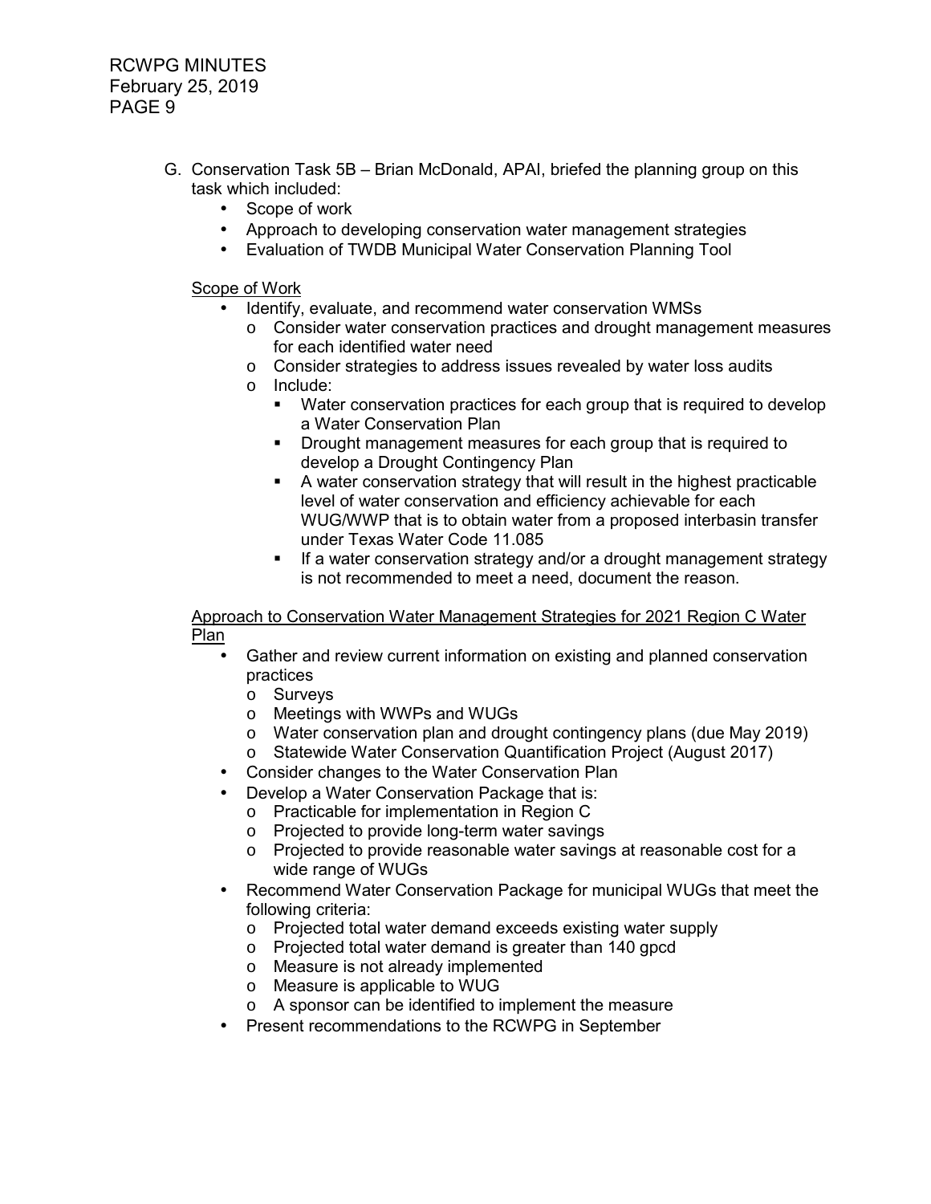G. Conservation Task 5B – Brian McDonald, APAI, briefed the planning group on this task which included:
   - Scope of work
   - Approach to developing conservation water management strategies
   - Evaluation of TWDB Municipal Water Conservation Planning Tool

   <u>Scope of Work</u>

   - Identify, evaluate, and recommend water conservation WMSs
     - Consider water conservation practices and drought management measures for each identified water need
     - Consider strategies to address issues revealed by water loss audits
     - Include:
       - Water conservation practices for each group that is required to develop a Water Conservation Plan
       - Drought management measures for each group that is required to develop a Drought Contingency Plan
       - A water conservation strategy that will result in the highest practicable level of water conservation and efficiency achievable for each WUG/WWP that is to obtain water from a proposed interbasin transfer under Texas Water Code 11.085
       - If a water conservation strategy and/or a drought management strategy is not recommended to meet a need, document the reason.

   <u>Approach to Conservation Water Management Strategies for 2021 Region C Water Plan</u>

   - Gather and review current information on existing and planned conservation practices
     - Surveys
     - Meetings with WWPs and WUGs
     - Water conservation plan and drought contingency plans (due May 2019)
     - Statewide Water Conservation Quantification Project (August 2017)
   - Consider changes to the Water Conservation Plan
   - Develop a Water Conservation Package that is:
     - Practicable for implementation in Region C
     - Projected to provide long-term water savings
     - Projected to provide reasonable water savings at reasonable cost for a wide range of WUGs
   - Recommend Water Conservation Package for municipal WUGs that meet the following criteria:
     - Projected total water demand exceeds existing water supply
     - Projected total water demand is greater than 140 gpcd
     - Measure is not already implemented
     - Measure is applicable to WUG
     - A sponsor can be identified to implement the measure
   - Present recommendations to the RCWPG in September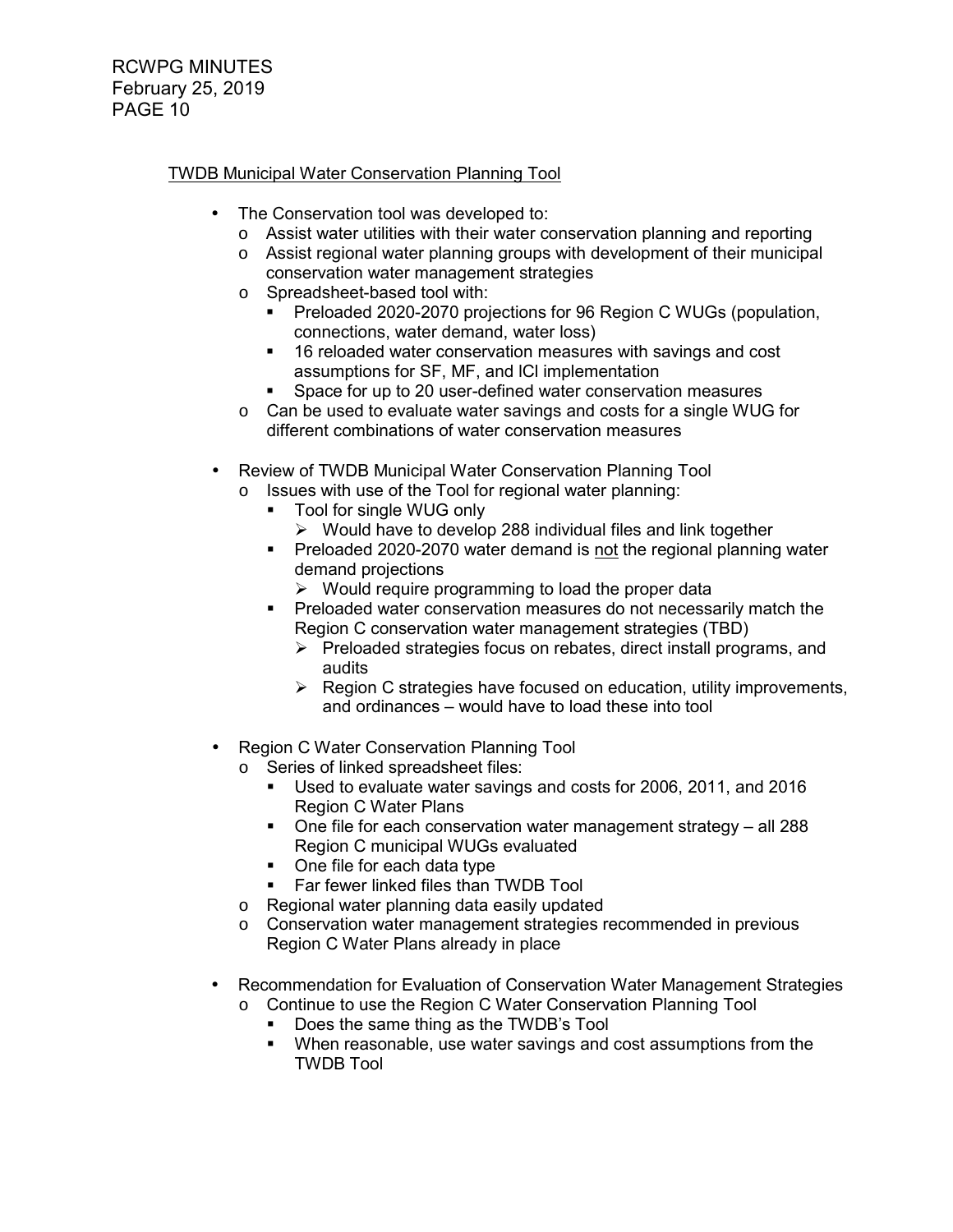<u>TWDB Municipal Water Conservation Planning Tool</u>

- The Conservation tool was developed to:
  - Assist water utilities with their water conservation planning and reporting
  - Assist regional water planning groups with development of their municipal conservation water management strategies
  - Spreadsheet-based tool with:
    - Preloaded 2020-2070 projections for 96 Region C WUGs (population, connections, water demand, water loss)
    - 16 reloaded water conservation measures with savings and cost assumptions for SF, MF, and ICI implementation
    - Space for up to 20 user-defined water conservation measures
  - Can be used to evaluate water savings and costs for a single WUG for different combinations of water conservation measures

- Review of TWDB Municipal Water Conservation Planning Tool
  - Issues with use of the Tool for regional water planning:
    - Tool for single WUG only
      - Would have to develop 288 individual files and link together
    - Preloaded 2020-2070 water demand is <u>not</u> the regional planning water demand projections
      - Would require programming to load the proper data
    - Preloaded water conservation measures do not necessarily match the Region C conservation water management strategies (TBD)
      - Preloaded strategies focus on rebates, direct install programs, and audits
      - Region C strategies have focused on education, utility improvements, and ordinances – would have to load these into tool

- Region C Water Conservation Planning Tool
  - Series of linked spreadsheet files:
    - Used to evaluate water savings and costs for 2006, 2011, and 2016 Region C Water Plans
    - One file for each conservation water management strategy – all 288 Region C municipal WUGs evaluated
    - One file for each data type
    - Far fewer linked files than TWDB Tool
  - Regional water planning data easily updated
  - Conservation water management strategies recommended in previous Region C Water Plans already in place

- Recommendation for Evaluation of Conservation Water Management Strategies
  - Continue to use the Region C Water Conservation Planning Tool
    - Does the same thing as the TWDB's Tool
    - When reasonable, use water savings and cost assumptions from the TWDB Tool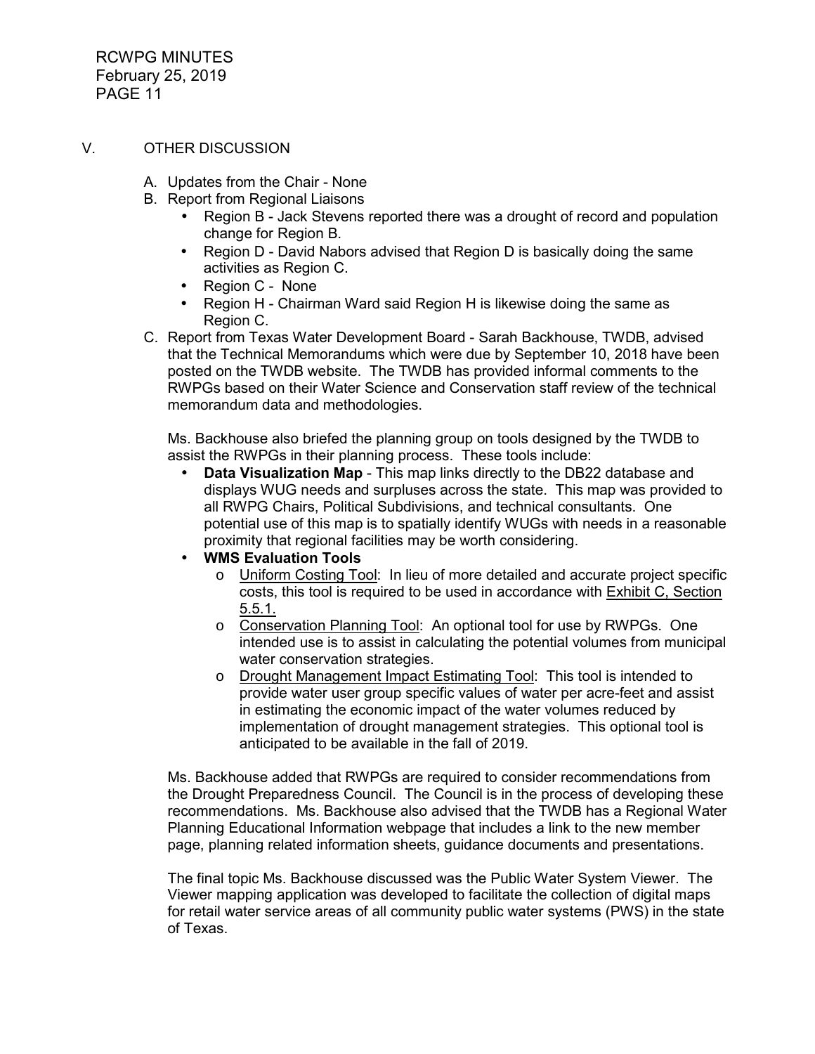## V. OTHER DISCUSSION

A. Updates from the Chair - None

B. Report from Regional Liaisons

- Region B - Jack Stevens reported there was a drought of record and population change for Region B.
- Region D - David Nabors advised that Region D is basically doing the same activities as Region C.
- Region C - None
- Region H - Chairman Ward said Region H is likewise doing the same as Region C.

C. Report from Texas Water Development Board - Sarah Backhouse, TWDB, advised that the Technical Memorandums which were due by September 10, 2018 have been posted on the TWDB website. The TWDB has provided informal comments to the RWPGs based on their Water Science and Conservation staff review of the technical memorandum data and methodologies.

Ms. Backhouse also briefed the planning group on tools designed by the TWDB to assist the RWPGs in their planning process. These tools include:

- **Data Visualization Map** - This map links directly to the DB22 database and displays WUG needs and surpluses across the state. This map was provided to all RWPG Chairs, Political Subdivisions, and technical consultants. One potential use of this map is to spatially identify WUGs with needs in a reasonable proximity that regional facilities may be worth considering.
- **WMS Evaluation Tools**
  - Uniform Costing Tool: In lieu of more detailed and accurate project specific costs, this tool is required to be used in accordance with Exhibit C, Section 5.5.1.
  - Conservation Planning Tool: An optional tool for use by RWPGs. One intended use is to assist in calculating the potential volumes from municipal water conservation strategies.
  - Drought Management Impact Estimating Tool: This tool is intended to provide water user group specific values of water per acre-feet and assist in estimating the economic impact of the water volumes reduced by implementation of drought management strategies. This optional tool is anticipated to be available in the fall of 2019.

Ms. Backhouse added that RWPGs are required to consider recommendations from the Drought Preparedness Council. The Council is in the process of developing these recommendations. Ms. Backhouse also advised that the TWDB has a Regional Water Planning Educational Information webpage that includes a link to the new member page, planning related information sheets, guidance documents and presentations.

The final topic Ms. Backhouse discussed was the Public Water System Viewer. The Viewer mapping application was developed to facilitate the collection of digital maps for retail water service areas of all community public water systems (PWS) in the state of Texas.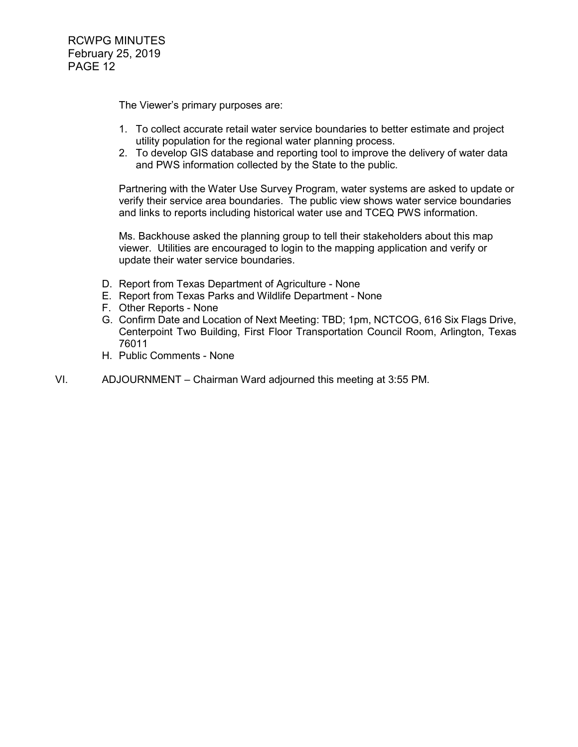The Viewer's primary purposes are:

1. To collect accurate retail water service boundaries to better estimate and project utility population for the regional water planning process.
2. To develop GIS database and reporting tool to improve the delivery of water data and PWS information collected by the State to the public.

Partnering with the Water Use Survey Program, water systems are asked to update or verify their service area boundaries. The public view shows water service boundaries and links to reports including historical water use and TCEQ PWS information.

Ms. Backhouse asked the planning group to tell their stakeholders about this map viewer. Utilities are encouraged to login to the mapping application and verify or update their water service boundaries.

D. Report from Texas Department of Agriculture - None
E. Report from Texas Parks and Wildlife Department - None
F. Other Reports - None
G. Confirm Date and Location of Next Meeting: TBD; 1pm, NCTCOG, 616 Six Flags Drive, Centerpoint Two Building, First Floor Transportation Council Room, Arlington, Texas 76011
H. Public Comments - None

VI. ADJOURNMENT – Chairman Ward adjourned this meeting at 3:55 PM.